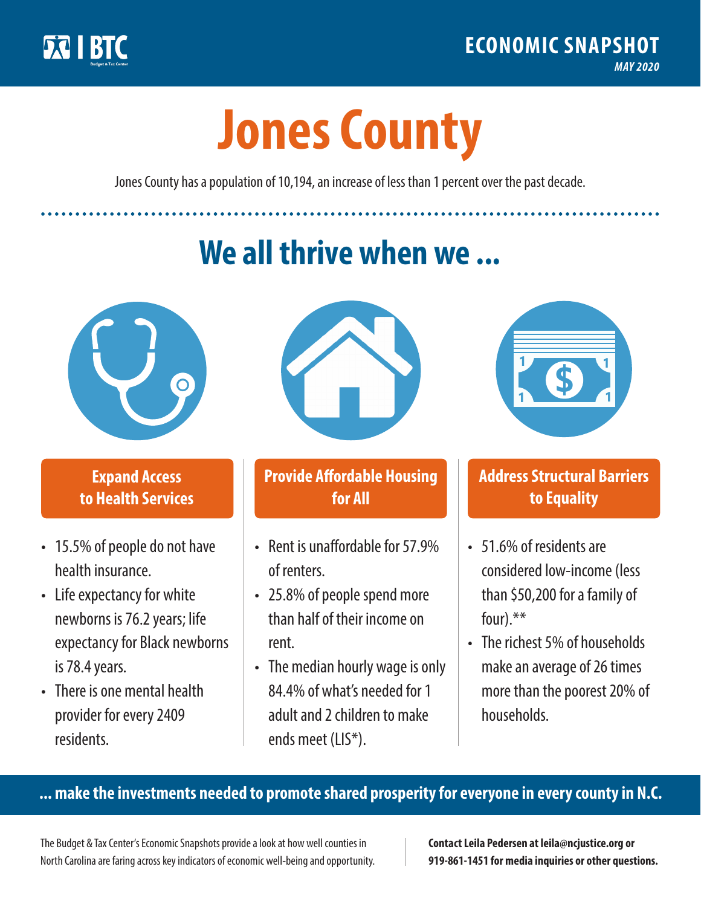BTC

ECONOMIC SNAPSHOT
*MAY 2020*

# Jones County

Jones County has a population of 10,194, an increase of less than 1 percent over the past decade.

## We all thrive when we ...

### Expand Access to Health Services

- 15.5% of people do not have health insurance.
- Life expectancy for white newborns is 76.2 years; life expectancy for Black newborns is 78.4 years.
- There is one mental health provider for every 2409 residents.

### Provide Affordable Housing for All

- Rent is unaffordable for 57.9% of renters.
- 25.8% of people spend more than half of their income on rent.
- The median hourly wage is only 84.4% of what's needed for 1 adult and 2 children to make ends meet (LIS*).

### Address Structural Barriers to Equality

- 51.6% of residents are considered low-income (less than $50,200 for a family of four).**
- The richest 5% of households make an average of 26 times more than the poorest 20% of households.

**... make the investments needed to promote shared prosperity for everyone in every county in N.C.**

The Budget & Tax Center's Economic Snapshots provide a look at how well counties in North Carolina are faring across key indicators of economic well-being and opportunity.

**Contact Leila Pedersen at leila@ncjustice.org or 919-861-1451 for media inquiries or other questions.**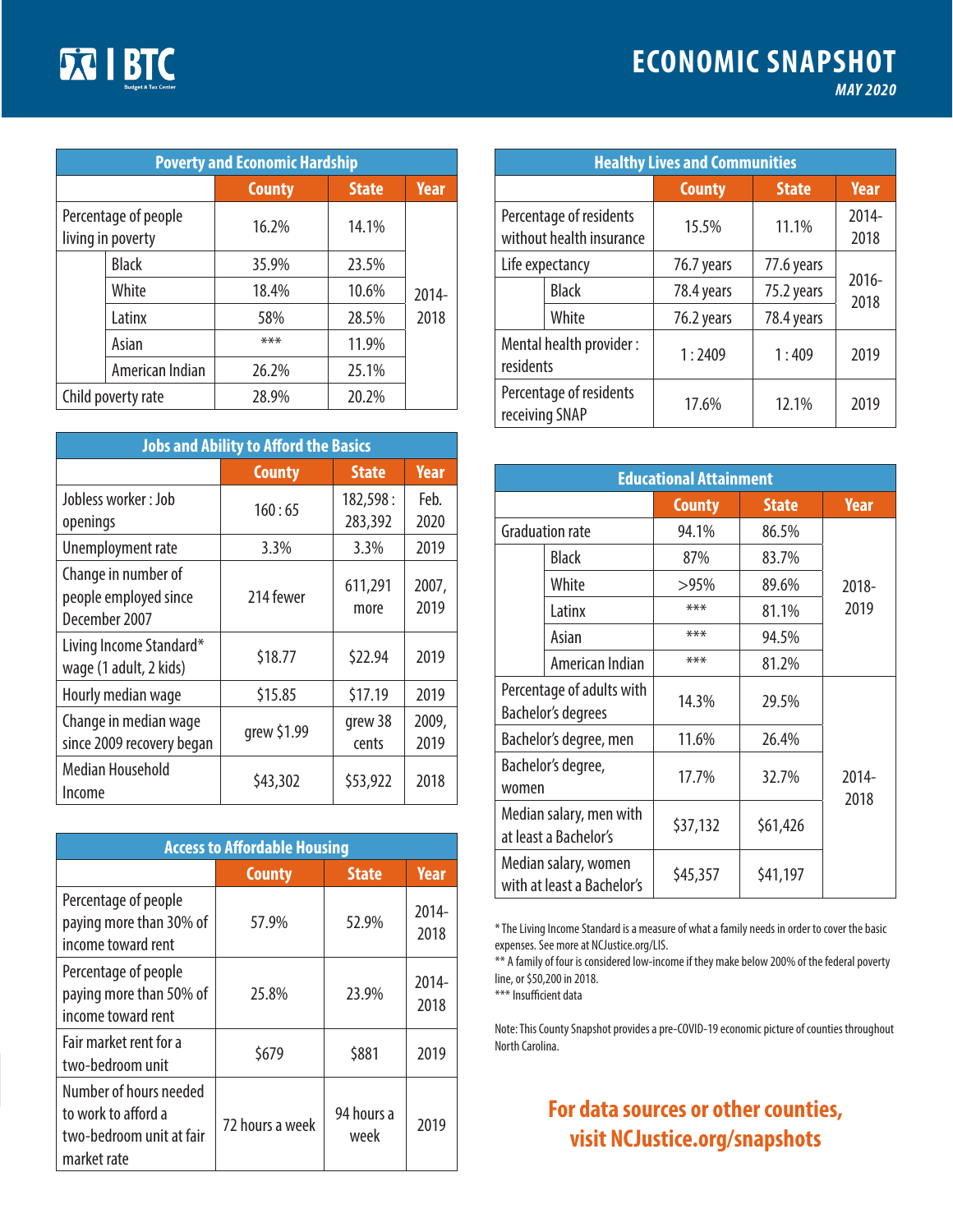# ECONOMIC SNAPSHOT

*MAY 2020*

| Poverty and Economic Hardship | | County | State | Year |
|---|---|---|---|---|
| Percentage of people living in poverty | | 16.2% | 14.1% | 2014-2018 |
| | Black | 35.9% | 23.5% | |
| | White | 18.4% | 10.6% | |
| | Latinx | 58% | 28.5% | |
| | Asian | *** | 11.9% | |
| | American Indian | 26.2% | 25.1% | |
| Child poverty rate | | 28.9% | 20.2% | |

| Jobs and Ability to Afford the Basics | County | State | Year |
|---|---|---|---|
| Jobless worker : Job openings | 160 : 65 | 182,598 : 283,392 | Feb. 2020 |
| Unemployment rate | 3.3% | 3.3% | 2019 |
| Change in number of people employed since December 2007 | 214 fewer | 611,291 more | 2007, 2019 |
| Living Income Standard* wage (1 adult, 2 kids) | $18.77 | $22.94 | 2019 |
| Hourly median wage | $15.85 | $17.19 | 2019 |
| Change in median wage since 2009 recovery began | grew $1.99 | grew 38 cents | 2009, 2019 |
| Median Household Income | $43,302 | $53,922 | 2018 |

| Access to Affordable Housing | County | State | Year |
|---|---|---|---|
| Percentage of people paying more than 30% of income toward rent | 57.9% | 52.9% | 2014-2018 |
| Percentage of people paying more than 50% of income toward rent | 25.8% | 23.9% | 2014-2018 |
| Fair market rent for a two-bedroom unit | $679 | $881 | 2019 |
| Number of hours needed to work to afford a two-bedroom unit at fair market rate | 72 hours a week | 94 hours a week | 2019 |

| Healthy Lives and Communities | | County | State | Year |
|---|---|---|---|---|
| Percentage of residents without health insurance | | 15.5% | 11.1% | 2014-2018 |
| Life expectancy | | 76.7 years | 77.6 years | 2016-2018 |
| | Black | 78.4 years | 75.2 years | |
| | White | 76.2 years | 78.4 years | |
| Mental health provider : residents | | 1 : 2409 | 1 : 409 | 2019 |
| Percentage of residents receiving SNAP | | 17.6% | 12.1% | 2019 |

| Educational Attainment | | County | State | Year |
|---|---|---|---|---|
| Graduation rate | | 94.1% | 86.5% | 2018-2019 |
| | Black | 87% | 83.7% | |
| | White | >95% | 89.6% | |
| | Latinx | *** | 81.1% | |
| | Asian | *** | 94.5% | |
| | American Indian | *** | 81.2% | |
| Percentage of adults with Bachelor's degrees | | 14.3% | 29.5% | 2014-2018 |
| Bachelor's degree, men | | 11.6% | 26.4% | |
| Bachelor's degree, women | | 17.7% | 32.7% | |
| Median salary, men with at least a Bachelor's | | $37,132 | $61,426 | |
| Median salary, women with at least a Bachelor's | | $45,357 | $41,197 | |

\* The Living Income Standard is a measure of what a family needs in order to cover the basic expenses. See more at NCJustice.org/LIS.

** A family of four is considered low-income if they make below 200% of the federal poverty line, or $50,200 in 2018.

*** Insufficient data

Note: This County Snapshot provides a pre-COVID-19 economic picture of counties throughout North Carolina.

**For data sources or other counties, visit NCJustice.org/snapshots**